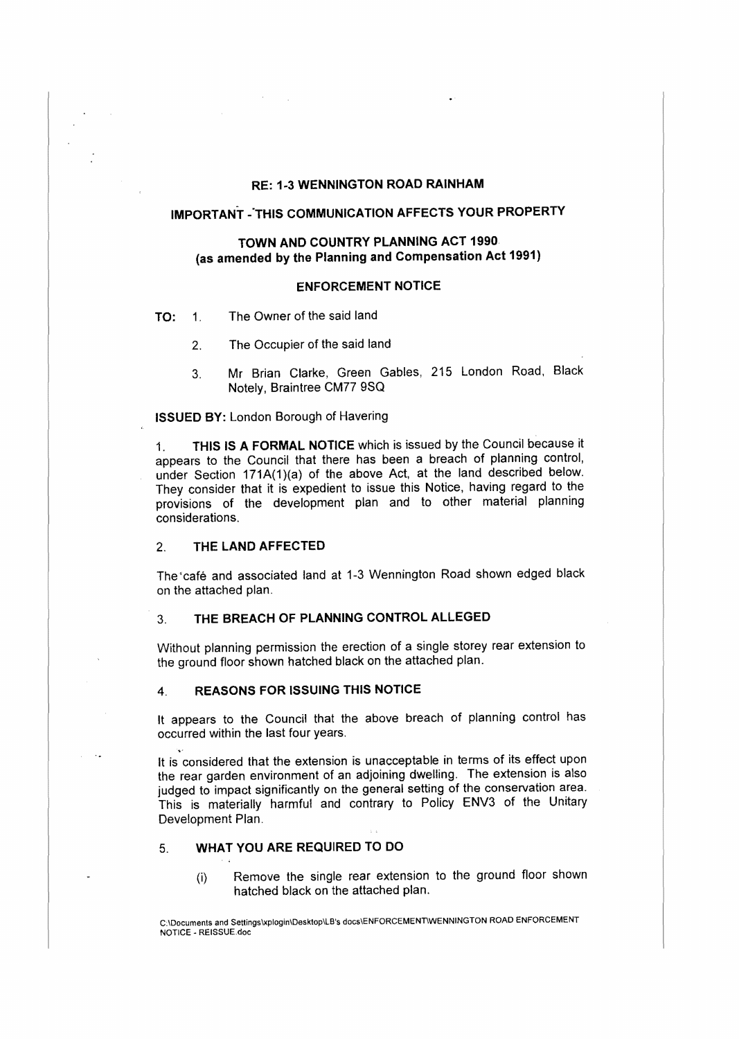**RE: 1-3 WENNINGTON ROAD RAINHAM**

**IMPORTANT - THIS COMMUNICATION AFFECTS YOUR PROPERTY**

**TOWN AND COUNTRY PLANNING ACT 1990**
**(as amended by the Planning and Compensation Act 1991)**

**ENFORCEMENT NOTICE**

**TO:**

1. The Owner of the said land
2. The Occupier of the said land
3. Mr Brian Clarke, Green Gables, 215 London Road, Black Notely, Braintree CM77 9SQ

**ISSUED BY:** London Borough of Havering

1. **THIS IS A FORMAL NOTICE** which is issued by the Council because it appears to the Council that there has been a breach of planning control, under Section 171A(1)(a) of the above Act, at the land described below. They consider that it is expedient to issue this Notice, having regard to the provisions of the development plan and to other material planning considerations.

2. **THE LAND AFFECTED**

The café and associated land at 1-3 Wennington Road shown edged black on the attached plan.

3. **THE BREACH OF PLANNING CONTROL ALLEGED**

Without planning permission the erection of a single storey rear extension to the ground floor shown hatched black on the attached plan.

4. **REASONS FOR ISSUING THIS NOTICE**

It appears to the Council that the above breach of planning control has occurred within the last four years.

It is considered that the extension is unacceptable in terms of its effect upon the rear garden environment of an adjoining dwelling. The extension is also judged to impact significantly on the general setting of the conservation area. This is materially harmful and contrary to Policy ENV3 of the Unitary Development Plan.

5. **WHAT YOU ARE REQUIRED TO DO**

   (i) Remove the single rear extension to the ground floor shown hatched black on the attached plan.

C:\Documents and Settings\xplogin\Desktop\LB's docs\ENFORCEMENT\WENNINGTON ROAD ENFORCEMENT NOTICE - REISSUE.doc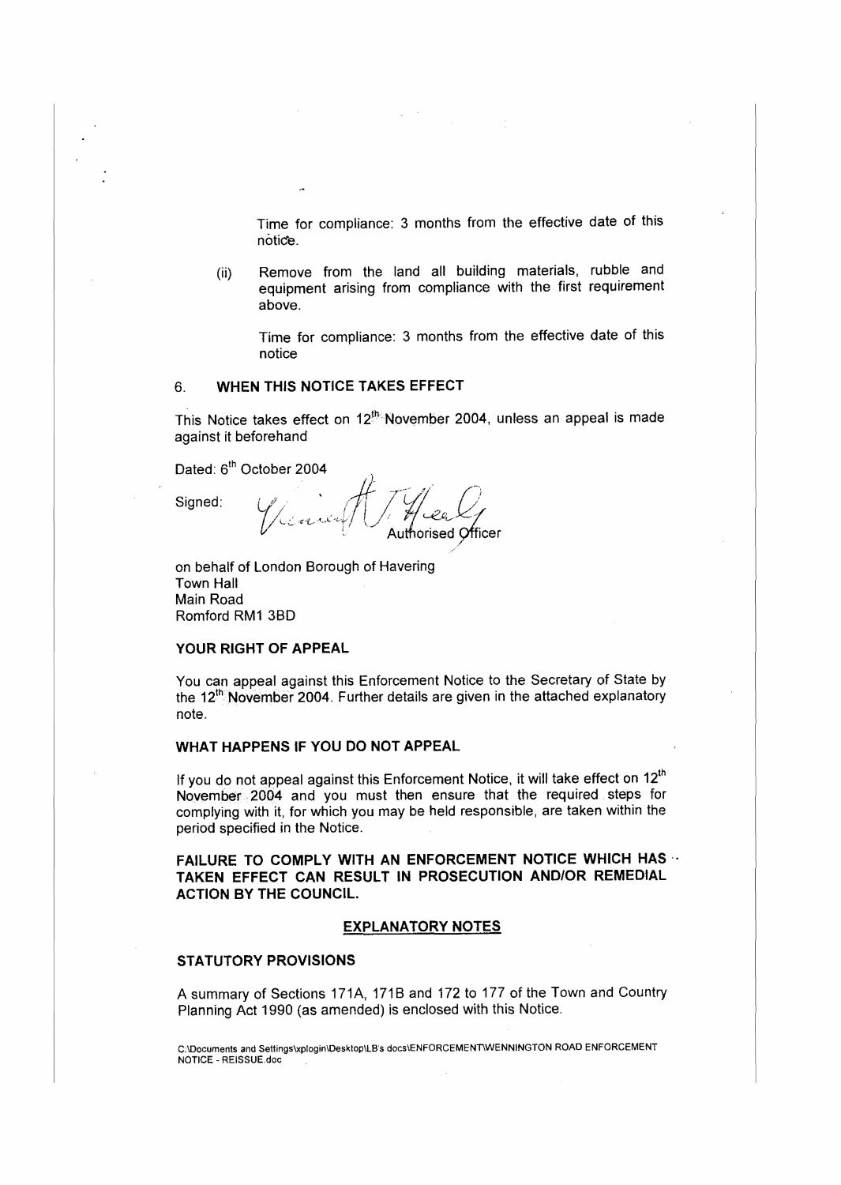Time for compliance: 3 months from the effective date of this notice.

(ii) Remove from the land all building materials, rubble and equipment arising from compliance with the first requirement above.

Time for compliance: 3 months from the effective date of this notice

## 6. WHEN THIS NOTICE TAKES EFFECT

This Notice takes effect on 12th November 2004, unless an appeal is made against it beforehand

Dated: 6th October 2004

Signed: Authorised Officer

on behalf of London Borough of Havering
Town Hall
Main Road
Romford RM1 3BD

### YOUR RIGHT OF APPEAL

You can appeal against this Enforcement Notice to the Secretary of State by the 12th November 2004. Further details are given in the attached explanatory note.

### WHAT HAPPENS IF YOU DO NOT APPEAL

If you do not appeal against this Enforcement Notice, it will take effect on 12th November 2004 and you must then ensure that the required steps for complying with it, for which you may be held responsible, are taken within the period specified in the Notice.

**FAILURE TO COMPLY WITH AN ENFORCEMENT NOTICE WHICH HAS TAKEN EFFECT CAN RESULT IN PROSECUTION AND/OR REMEDIAL ACTION BY THE COUNCIL.**

## EXPLANATORY NOTES

### STATUTORY PROVISIONS

A summary of Sections 171A, 171B and 172 to 177 of the Town and Country Planning Act 1990 (as amended) is enclosed with this Notice.

C:\Documents and Settings\xplogin\Desktop\LB's docs\ENFORCEMENT\WENNINGTON ROAD ENFORCEMENT NOTICE - REISSUE.doc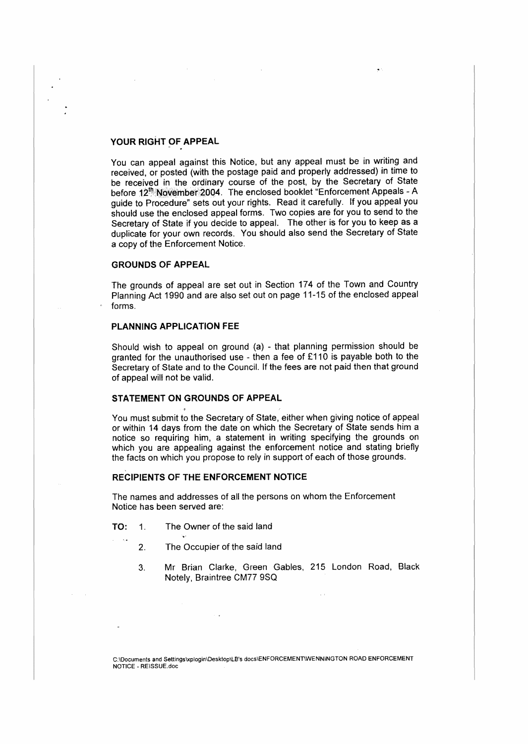## YOUR RIGHT OF APPEAL

You can appeal against this Notice, but any appeal must be in writing and received, or posted (with the postage paid and properly addressed) in time to be received in the ordinary course of the post, by the Secretary of State before 12th November 2004. The enclosed booklet "Enforcement Appeals - A guide to Procedure" sets out your rights. Read it carefully. If you appeal you should use the enclosed appeal forms. Two copies are for you to send to the Secretary of State if you decide to appeal. The other is for you to keep as a duplicate for your own records. You should also send the Secretary of State a copy of the Enforcement Notice.

## GROUNDS OF APPEAL

The grounds of appeal are set out in Section 174 of the Town and Country Planning Act 1990 and are also set out on page 11-15 of the enclosed appeal forms.

## PLANNING APPLICATION FEE

Should wish to appeal on ground (a) - that planning permission should be granted for the unauthorised use - then a fee of £110 is payable both to the Secretary of State and to the Council. If the fees are not paid then that ground of appeal will not be valid.

## STATEMENT ON GROUNDS OF APPEAL

You must submit to the Secretary of State, either when giving notice of appeal or within 14 days from the date on which the Secretary of State sends him a notice so requiring him, a statement in writing specifying the grounds on which you are appealing against the enforcement notice and stating briefly the facts on which you propose to rely in support of each of those grounds.

## RECIPIENTS OF THE ENFORCEMENT NOTICE

The names and addresses of all the persons on whom the Enforcement Notice has been served are:

**TO:**

1. The Owner of the said land
2. The Occupier of the said land
3. Mr Brian Clarke, Green Gables, 215 London Road, Black Notely, Braintree CM77 9SQ

C:\Documents and Settings\xplogin\Desktop\LB's docs\ENFORCEMENT\WENNINGTON ROAD ENFORCEMENT NOTICE - REISSUE.doc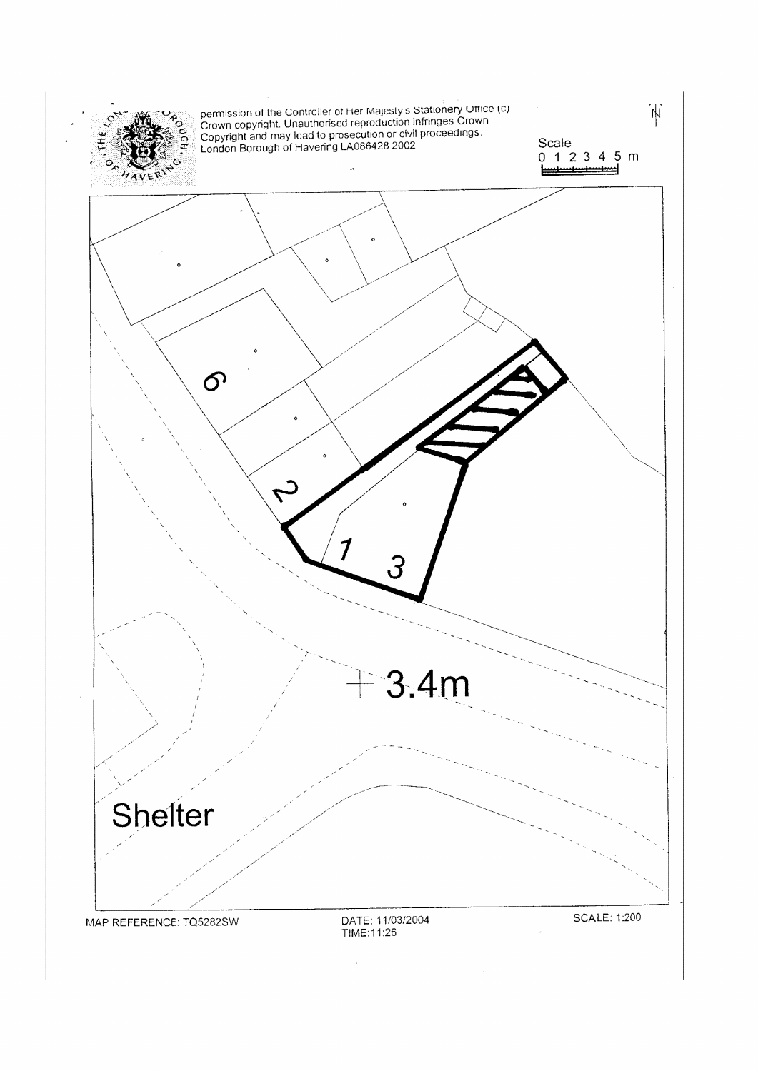permission of the Controller of Her Majesty's Stationery Office (c) Crown copyright. Unauthorised reproduction infringes Crown Copyright and may lead to prosecution or civil proceedings. London Borough of Havering LA086428 2002

N

Scale
0 1 2 3 4 5 m

6

2

1

3

3.4m

Shelter

MAP REFERENCE: TQ5282SW

DATE: 11/03/2004
TIME:11:26

SCALE: 1:200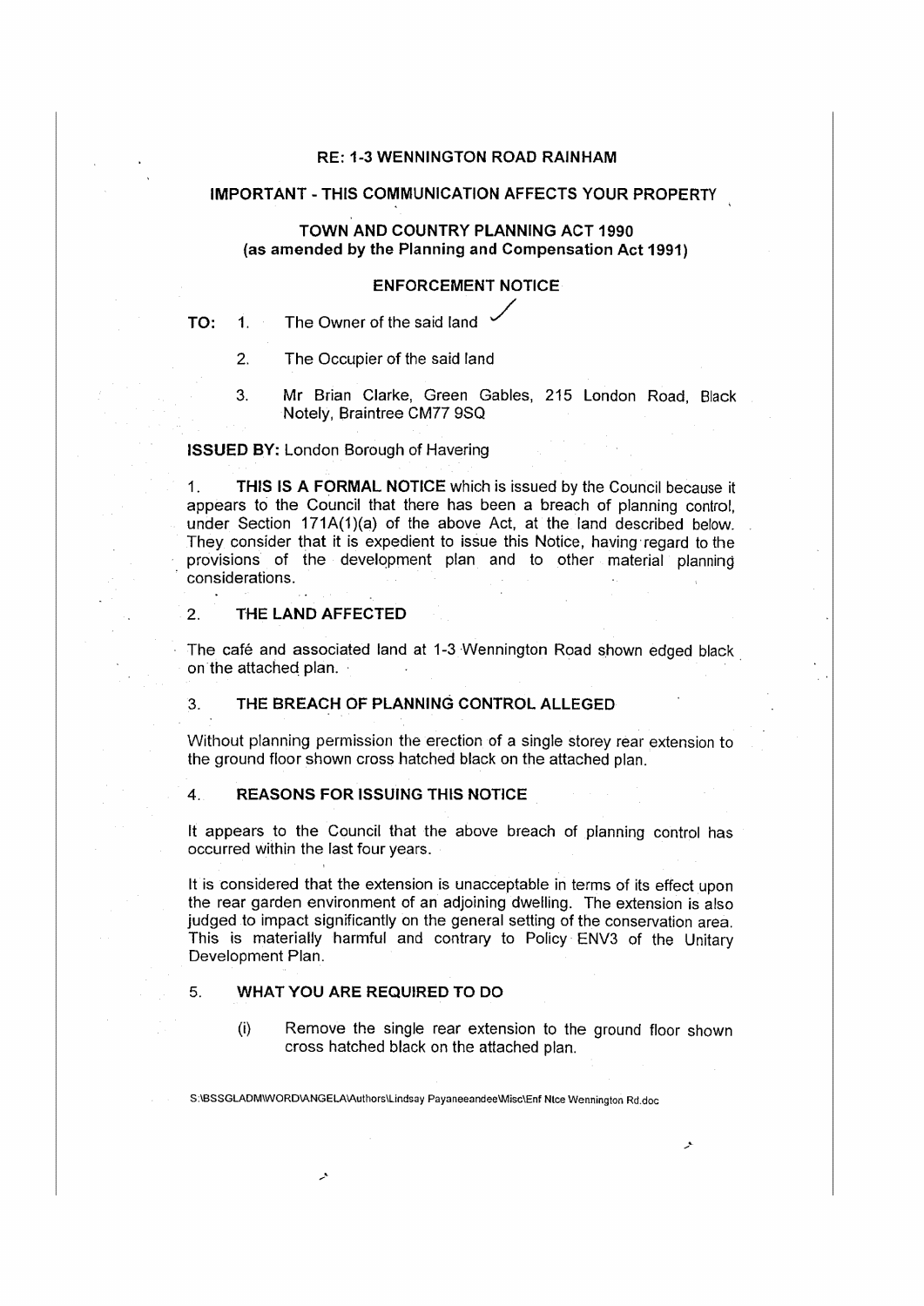**RE: 1-3 WENNINGTON ROAD RAINHAM**

**IMPORTANT - THIS COMMUNICATION AFFECTS YOUR PROPERTY**

**TOWN AND COUNTRY PLANNING ACT 1990**
**(as amended by the Planning and Compensation Act 1991)**

**ENFORCEMENT NOTICE**

**TO:** 1. The Owner of the said land

2. The Occupier of the said land

3. Mr Brian Clarke, Green Gables, 215 London Road, Black Notely, Braintree CM77 9SQ

**ISSUED BY:** London Borough of Havering

1. **THIS IS A FORMAL NOTICE** which is issued by the Council because it appears to the Council that there has been a breach of planning control, under Section 171A(1)(a) of the above Act, at the land described below. They consider that it is expedient to issue this Notice, having regard to the provisions of the development plan and to other material planning considerations.

## 2. THE LAND AFFECTED

The café and associated land at 1-3 Wennington Road shown edged black on the attached plan.

## 3. THE BREACH OF PLANNING CONTROL ALLEGED

Without planning permission the erection of a single storey rear extension to the ground floor shown cross hatched black on the attached plan.

## 4. REASONS FOR ISSUING THIS NOTICE

It appears to the Council that the above breach of planning control has occurred within the last four years.

It is considered that the extension is unacceptable in terms of its effect upon the rear garden environment of an adjoining dwelling. The extension is also judged to impact significantly on the general setting of the conservation area. This is materially harmful and contrary to Policy ENV3 of the Unitary Development Plan.

## 5. WHAT YOU ARE REQUIRED TO DO

(i) Remove the single rear extension to the ground floor shown cross hatched black on the attached plan.

S:\BSSGLADM\WORD\ANGELA\Authors\Lindsay Payaneeandee\Misc\Enf Ntce Wennington Rd.doc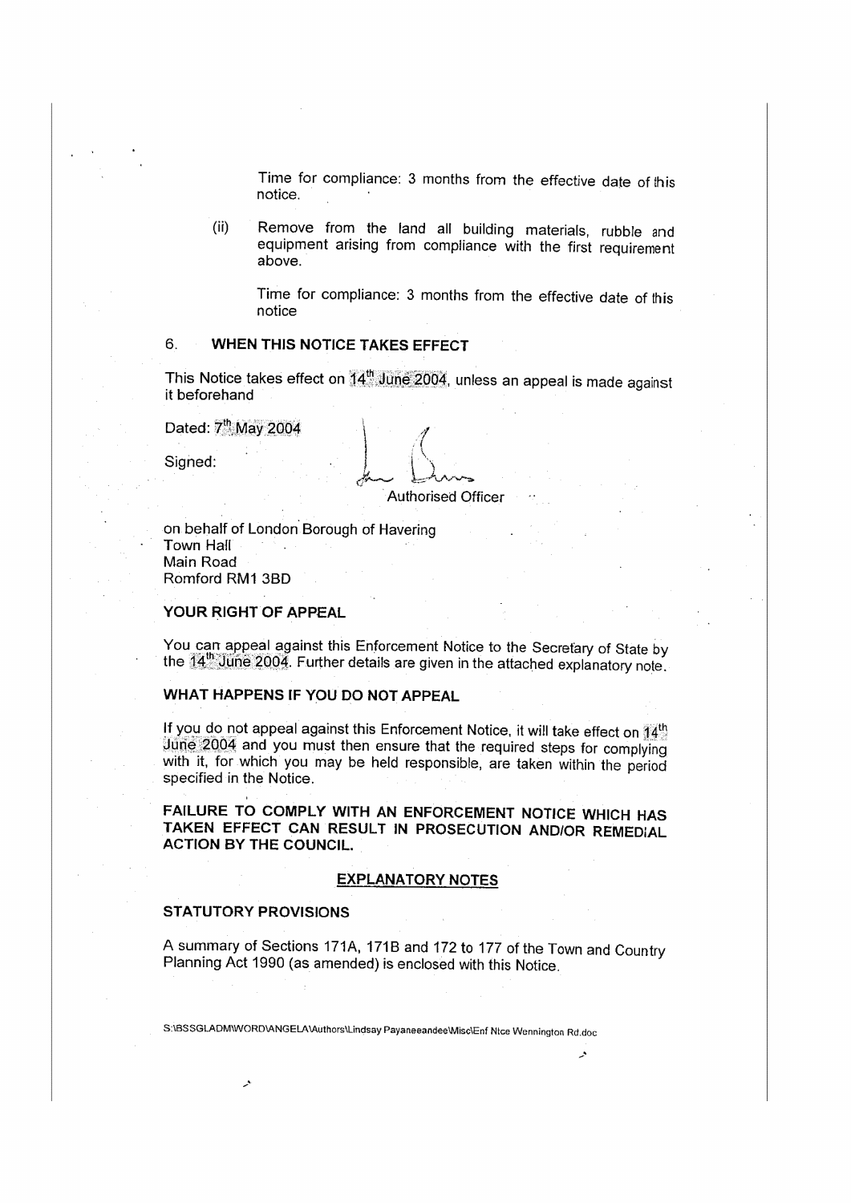Time for compliance: 3 months from the effective date of this notice.

(ii) Remove from the land all building materials, rubble and equipment arising from compliance with the first requirement above.

Time for compliance: 3 months from the effective date of this notice

6. **WHEN THIS NOTICE TAKES EFFECT**

This Notice takes effect on 14th June 2004, unless an appeal is made against it beforehand

Dated: 7th May 2004

Signed:

Authorised Officer

on behalf of London Borough of Havering
Town Hall
Main Road
Romford RM1 3BD

**YOUR RIGHT OF APPEAL**

You can appeal against this Enforcement Notice to the Secretary of State by the 14th June 2004. Further details are given in the attached explanatory note.

**WHAT HAPPENS IF YOU DO NOT APPEAL**

If you do not appeal against this Enforcement Notice, it will take effect on 14th June 2004 and you must then ensure that the required steps for complying with it, for which you may be held responsible, are taken within the period specified in the Notice.

**FAILURE TO COMPLY WITH AN ENFORCEMENT NOTICE WHICH HAS TAKEN EFFECT CAN RESULT IN PROSECUTION AND/OR REMEDIAL ACTION BY THE COUNCIL.**

**EXPLANATORY NOTES**

**STATUTORY PROVISIONS**

A summary of Sections 171A, 171B and 172 to 177 of the Town and Country Planning Act 1990 (as amended) is enclosed with this Notice.

S:\BSSGLADM\WORD\ANGELA\Authors\Lindsay Payaneeandee\Misc\Enf Ntce Wennington Rd.doc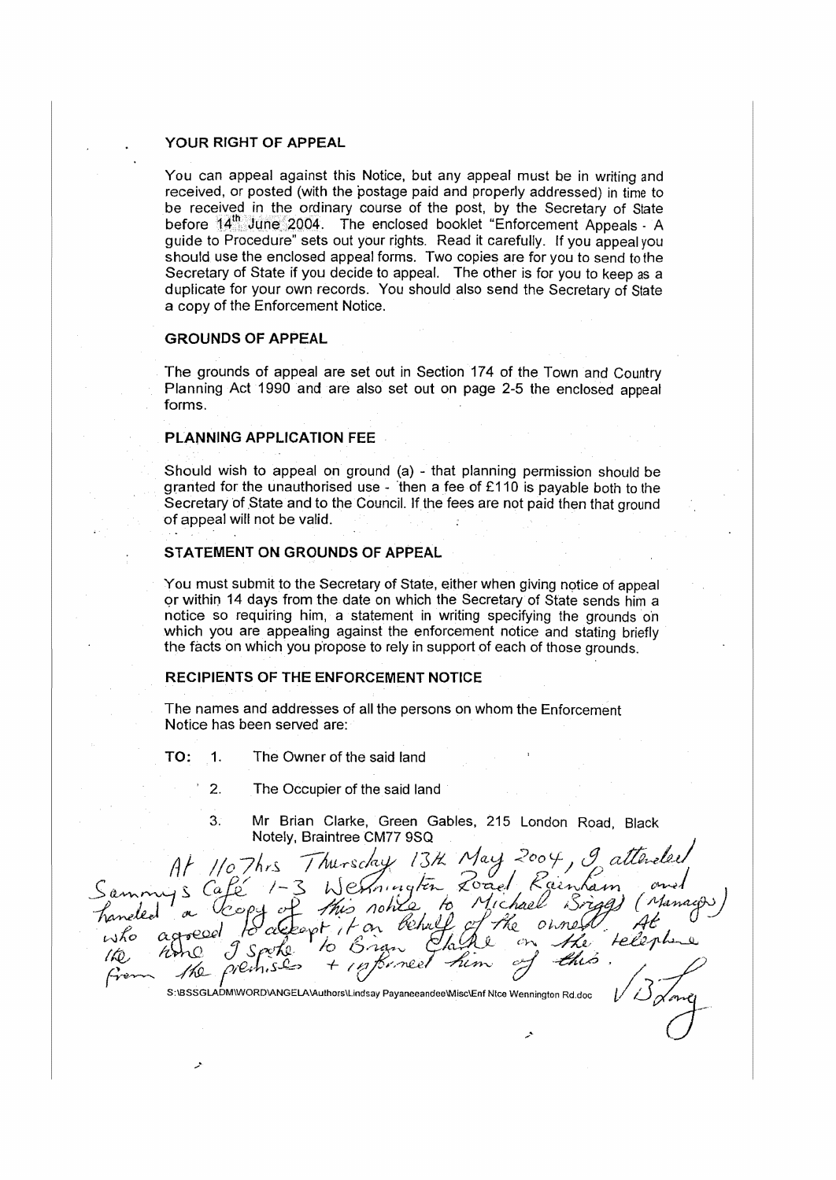## YOUR RIGHT OF APPEAL

You can appeal against this Notice, but any appeal must be in writing and received, or posted (with the postage paid and properly addressed) in time to be received in the ordinary course of the post, by the Secretary of State before 14th June 2004. The enclosed booklet "Enforcement Appeals - A guide to Procedure" sets out your rights. Read it carefully. If you appeal you should use the enclosed appeal forms. Two copies are for you to send to the Secretary of State if you decide to appeal. The other is for you to keep as a duplicate for your own records. You should also send the Secretary of State a copy of the Enforcement Notice.

## GROUNDS OF APPEAL

The grounds of appeal are set out in Section 174 of the Town and Country Planning Act 1990 and are also set out on page 2-5 the enclosed appeal forms.

## PLANNING APPLICATION FEE

Should wish to appeal on ground (a) - that planning permission should be granted for the unauthorised use - then a fee of £110 is payable both to the Secretary of State and to the Council. If the fees are not paid then that ground of appeal will not be valid.

## STATEMENT ON GROUNDS OF APPEAL

You must submit to the Secretary of State, either when giving notice of appeal or within 14 days from the date on which the Secretary of State sends him a notice so requiring him, a statement in writing specifying the grounds on which you are appealing against the enforcement notice and stating briefly the facts on which you propose to rely in support of each of those grounds.

## RECIPIENTS OF THE ENFORCEMENT NOTICE

The names and addresses of all the persons on whom the Enforcement Notice has been served are:

**TO:**

1. The Owner of the said land
2. The Occupier of the said land
3. Mr Brian Clarke, Green Gables, 215 London Road, Black Notely, Braintree CM77 9SQ

At 1107hrs Thursday 13th May 2004, I attended Sammy's Café 1-3 Wennington Road Rainham and handed a copy of this notice to Michael Briggs (Manager) who agreed to accept it on behalf of the owner. At the time I spoke to Brian Clarke on the telephone from the premises + informed him of this.

V B Long

S:\BSSGLADM\WORD\ANGELA\Authors\Lindsay Payaneeandee\Misc\Enf Ntce Wennington Rd.doc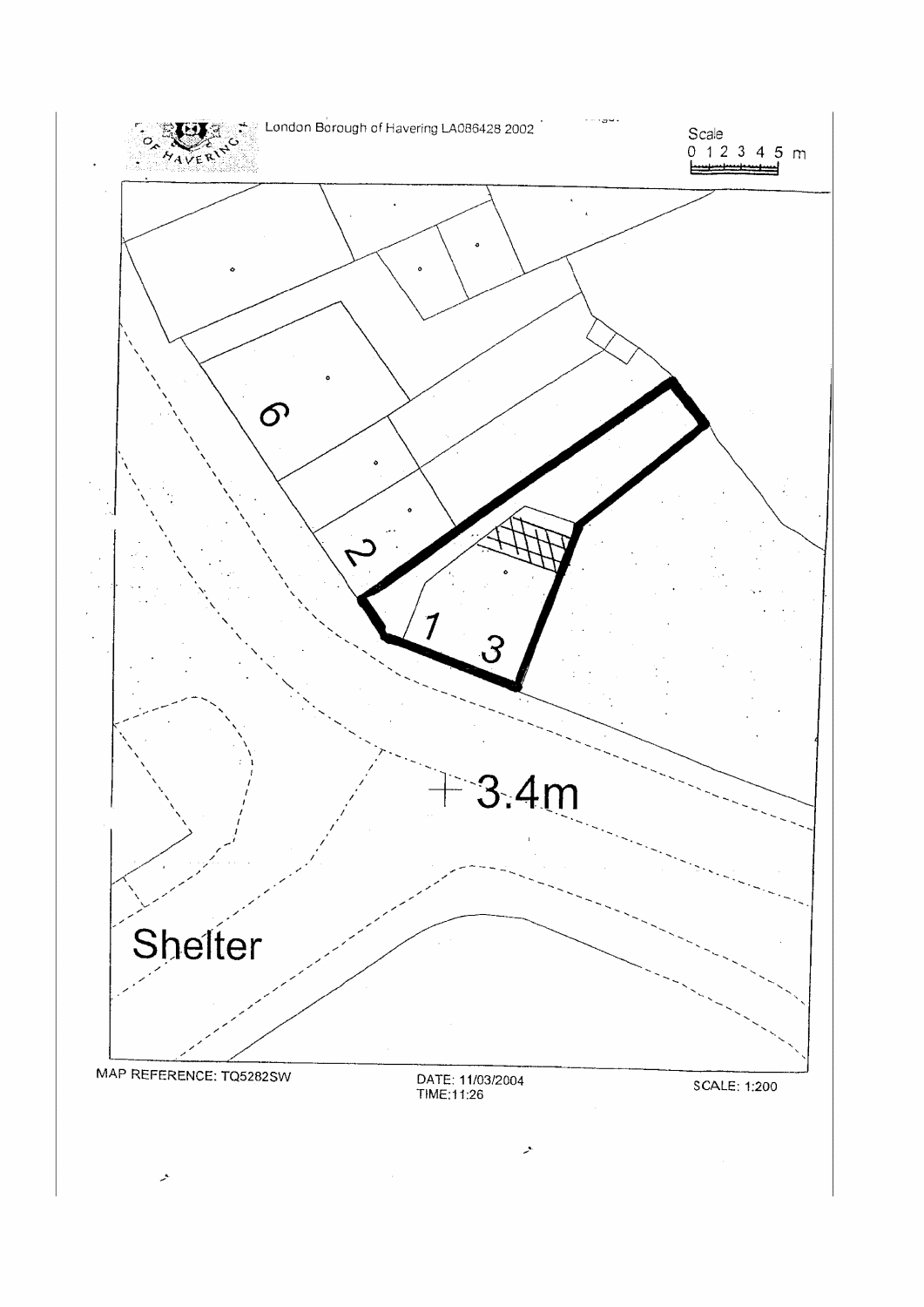London Borough of Havering LA086428 2002

Scale
0 1 2 3 4 5 m

6

2

1

3

+3.4m

Shelter

MAP REFERENCE: TQ5282SW

DATE: 11/03/2004
TIME:11:26

SCALE: 1:200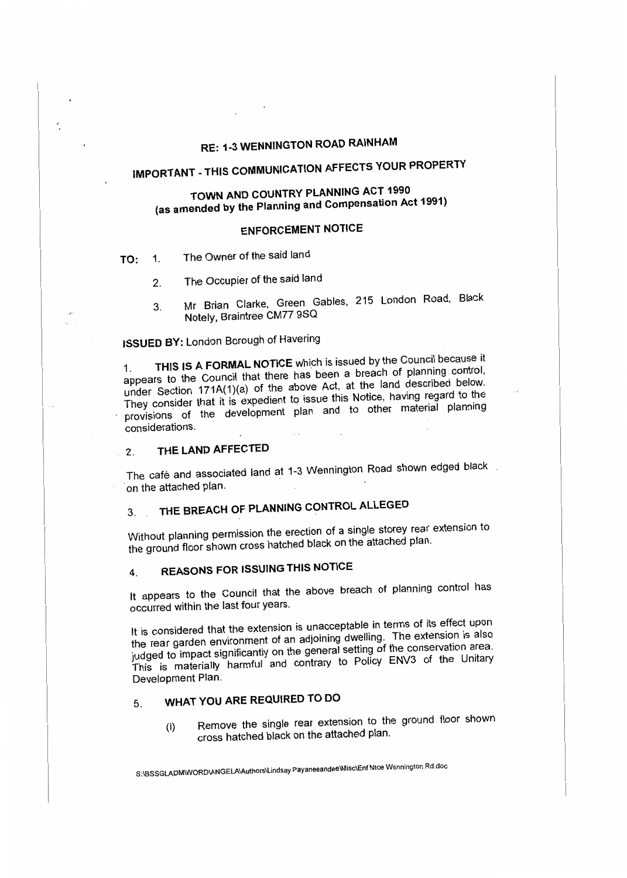# RE: 1-3 WENNINGTON ROAD RAINHAM

## IMPORTANT - THIS COMMUNICATION AFFECTS YOUR PROPERTY

## TOWN AND COUNTRY PLANNING ACT 1990 (as amended by the Planning and Compensation Act 1991)

## ENFORCEMENT NOTICE

**TO:** 1. The Owner of the said land

2. The Occupier of the said land

3. Mr Brian Clarke, Green Gables, 215 London Road, Black Notely, Braintree CM77 9SQ

**ISSUED BY:** London Borough of Havering

1. **THIS IS A FORMAL NOTICE** which is issued by the Council because it appears to the Council that there has been a breach of planning control, under Section 171A(1)(a) of the above Act, at the land described below. They consider that it is expedient to issue this Notice, having regard to the provisions of the development plan and to other material planning considerations.

### 2. THE LAND AFFECTED

The café and associated land at 1-3 Wennington Road shown edged black on the attached plan.

### 3. THE BREACH OF PLANNING CONTROL ALLEGED

Without planning permission the erection of a single storey rear extension to the ground floor shown cross hatched black on the attached plan.

### 4. REASONS FOR ISSUING THIS NOTICE

It appears to the Council that the above breach of planning control has occurred within the last four years.

It is considered that the extension is unacceptable in terms of its effect upon the rear garden environment of an adjoining dwelling. The extension is also judged to impact significantly on the general setting of the conservation area. This is materially harmful and contrary to Policy ENV3 of the Unitary Development Plan.

### 5. WHAT YOU ARE REQUIRED TO DO

(i) Remove the single rear extension to the ground floor shown cross hatched black on the attached plan.

S:\BSSGLADM\WORD\ANGELA\Authors\Lindsay Payaneeandee\Misc\Enf Ntce Wennington Rd.doc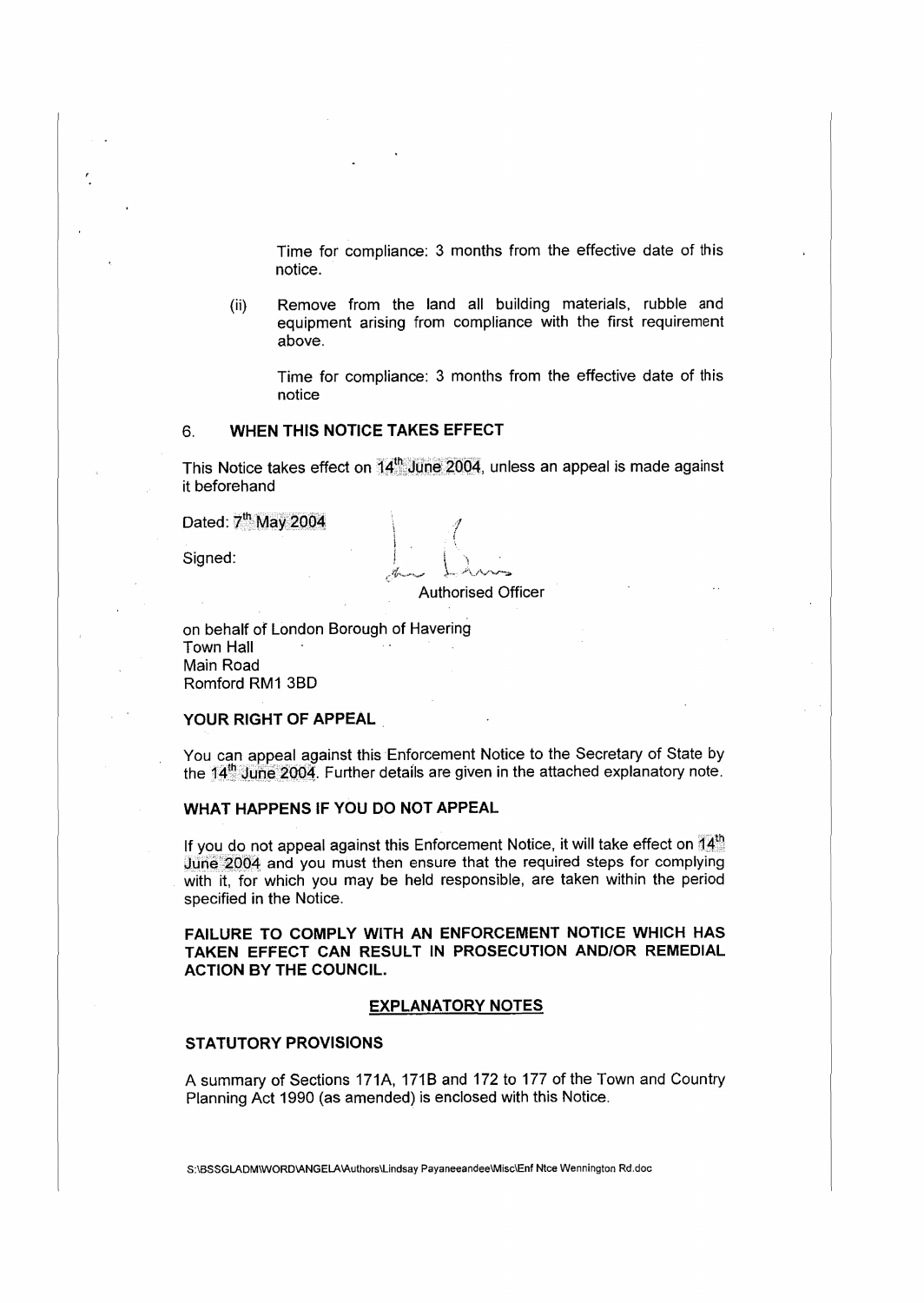Time for compliance: 3 months from the effective date of this notice.

(ii) Remove from the land all building materials, rubble and equipment arising from compliance with the first requirement above.

Time for compliance: 3 months from the effective date of this notice

## 6. WHEN THIS NOTICE TAKES EFFECT

This Notice takes effect on 14th June 2004, unless an appeal is made against it beforehand

Dated: 7th May 2004

Signed:

Authorised Officer

on behalf of London Borough of Havering
Town Hall
Main Road
Romford RM1 3BD

**YOUR RIGHT OF APPEAL**

You can appeal against this Enforcement Notice to the Secretary of State by the 14th June 2004. Further details are given in the attached explanatory note.

**WHAT HAPPENS IF YOU DO NOT APPEAL**

If you do not appeal against this Enforcement Notice, it will take effect on 14th June 2004 and you must then ensure that the required steps for complying with it, for which you may be held responsible, are taken within the period specified in the Notice.

**FAILURE TO COMPLY WITH AN ENFORCEMENT NOTICE WHICH HAS TAKEN EFFECT CAN RESULT IN PROSECUTION AND/OR REMEDIAL ACTION BY THE COUNCIL.**

**EXPLANATORY NOTES**

**STATUTORY PROVISIONS**

A summary of Sections 171A, 171B and 172 to 177 of the Town and Country Planning Act 1990 (as amended) is enclosed with this Notice.

S:\BSSGLADM\WORD\ANGELA\Authors\Lindsay Payaneeandee\Misc\Enf Ntce Wennington Rd.doc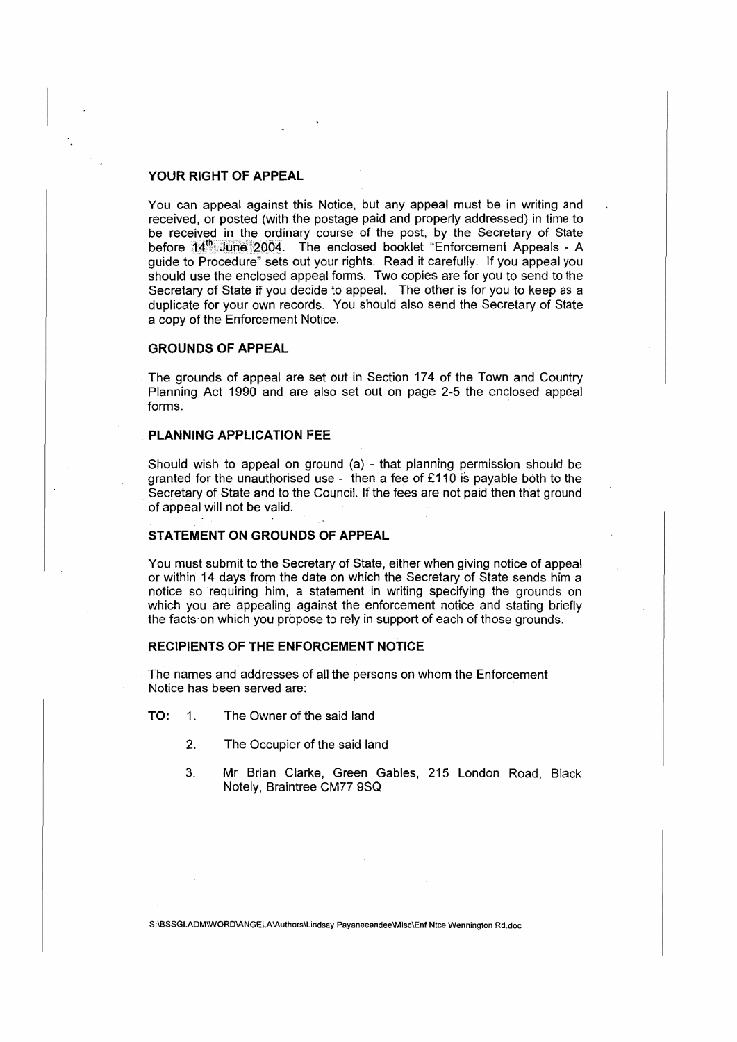## YOUR RIGHT OF APPEAL

You can appeal against this Notice, but any appeal must be in writing and received, or posted (with the postage paid and properly addressed) in time to be received in the ordinary course of the post, by the Secretary of State before 14th June 2004. The enclosed booklet "Enforcement Appeals - A guide to Procedure" sets out your rights. Read it carefully. If you appeal you should use the enclosed appeal forms. Two copies are for you to send to the Secretary of State if you decide to appeal. The other is for you to keep as a duplicate for your own records. You should also send the Secretary of State a copy of the Enforcement Notice.

## GROUNDS OF APPEAL

The grounds of appeal are set out in Section 174 of the Town and Country Planning Act 1990 and are also set out on page 2-5 the enclosed appeal forms.

## PLANNING APPLICATION FEE

Should wish to appeal on ground (a) - that planning permission should be granted for the unauthorised use - then a fee of £110 is payable both to the Secretary of State and to the Council. If the fees are not paid then that ground of appeal will not be valid.

## STATEMENT ON GROUNDS OF APPEAL

You must submit to the Secretary of State, either when giving notice of appeal or within 14 days from the date on which the Secretary of State sends him a notice so requiring him, a statement in writing specifying the grounds on which you are appealing against the enforcement notice and stating briefly the facts on which you propose to rely in support of each of those grounds.

## RECIPIENTS OF THE ENFORCEMENT NOTICE

The names and addresses of all the persons on whom the Enforcement Notice has been served are:

**TO:**

1. The Owner of the said land
2. The Occupier of the said land
3. Mr Brian Clarke, Green Gables, 215 London Road, Black Notely, Braintree CM77 9SQ

S:\BSSGLADM\WORD\ANGELA\Authors\Lindsay Payaneeandee\Misc\Enf Ntce Wennington Rd.doc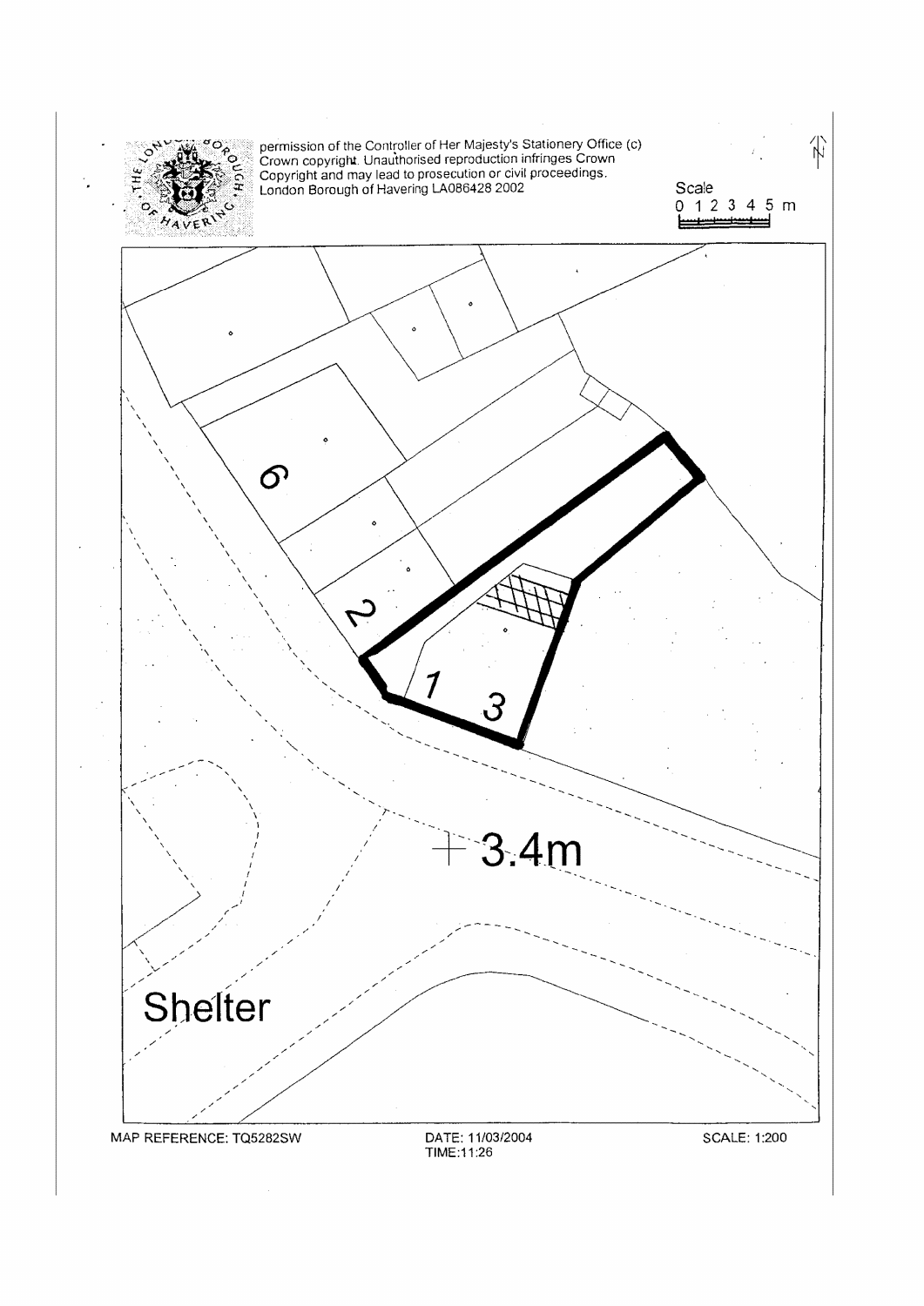permission of the Controller of Her Majesty's Stationery Office (c) Crown copyright. Unauthorised reproduction infringes Crown Copyright and may lead to prosecution or civil proceedings. London Borough of Havering LA086428 2002

Scale
0 1 2 3 4 5 m

N

6

2

1

3

3.4m

Shelter

MAP REFERENCE: TQ5282SW

DATE: 11/03/2004
TIME:11:26

SCALE: 1:200